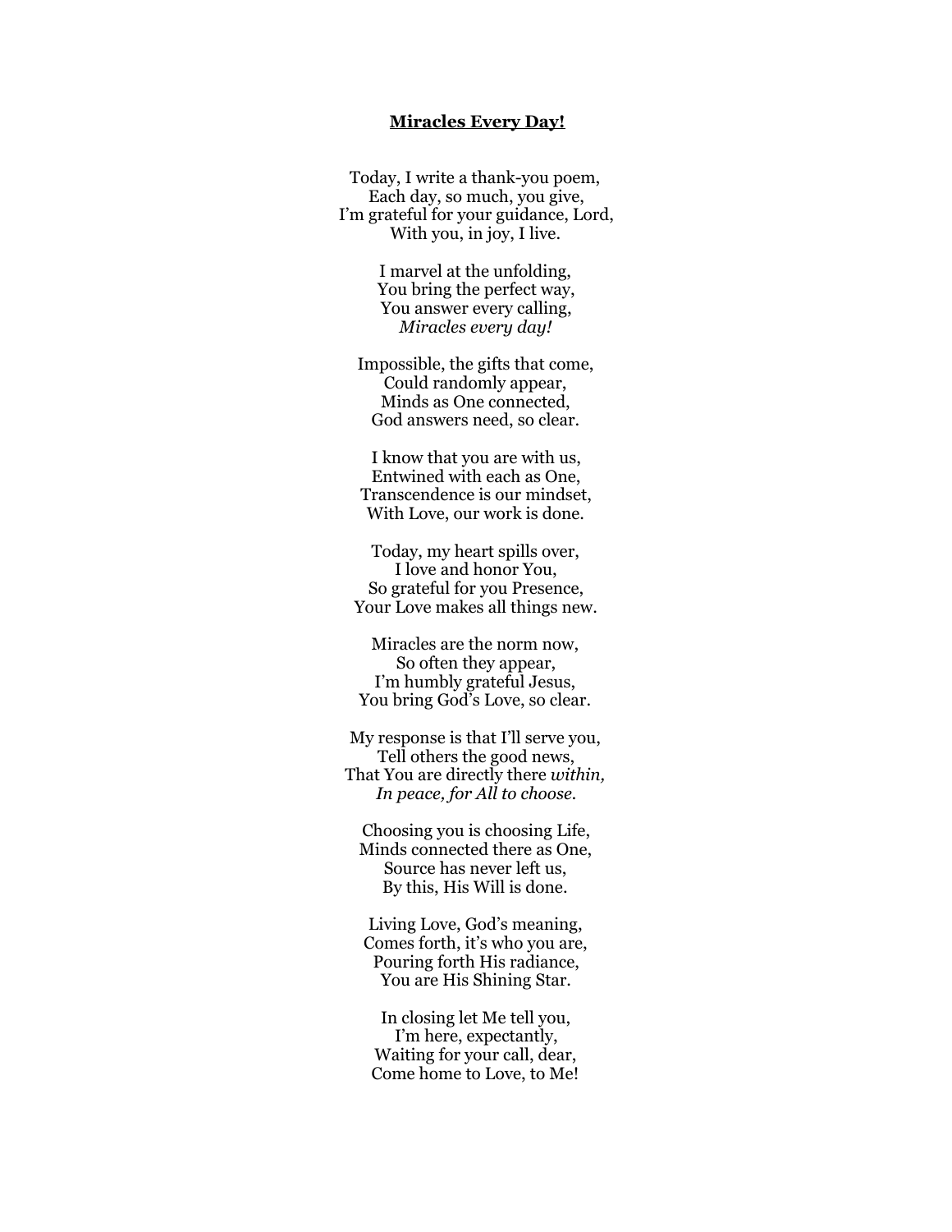**<u>Miracles Every Day!</u>**

Today, I write a thank-you poem,
Each day, so much, you give,
I'm grateful for your guidance, Lord,
With you, in joy, I live.

I marvel at the unfolding,
You bring the perfect way,
You answer every calling,
*Miracles every day!*

Impossible, the gifts that come,
Could randomly appear,
Minds as One connected,
God answers need, so clear.

I know that you are with us,
Entwined with each as One,
Transcendence is our mindset,
With Love, our work is done.

Today, my heart spills over,
I love and honor You,
So grateful for you Presence,
Your Love makes all things new.

Miracles are the norm now,
So often they appear,
I'm humbly grateful Jesus,
You bring God's Love, so clear.

My response is that I'll serve you,
Tell others the good news,
That You are directly there *within,*
*In peace, for All to choose.*

Choosing you is choosing Life,
Minds connected there as One,
Source has never left us,
By this, His Will is done.

Living Love, God's meaning,
Comes forth, it's who you are,
Pouring forth His radiance,
You are His Shining Star.

In closing let Me tell you,
I'm here, expectantly,
Waiting for your call, dear,
Come home to Love, to Me!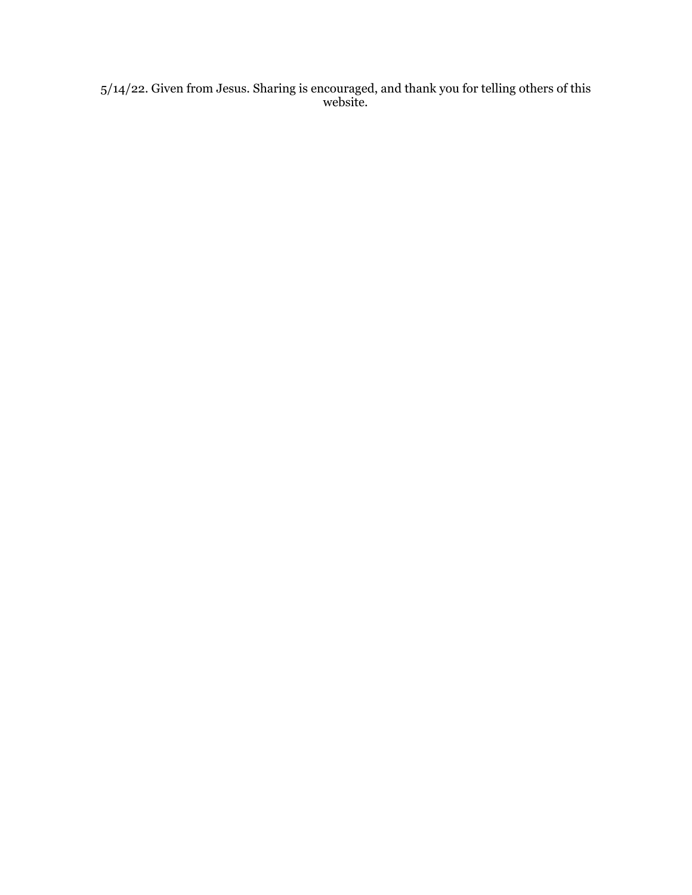5/14/22. Given from Jesus. Sharing is encouraged, and thank you for telling others of this website.